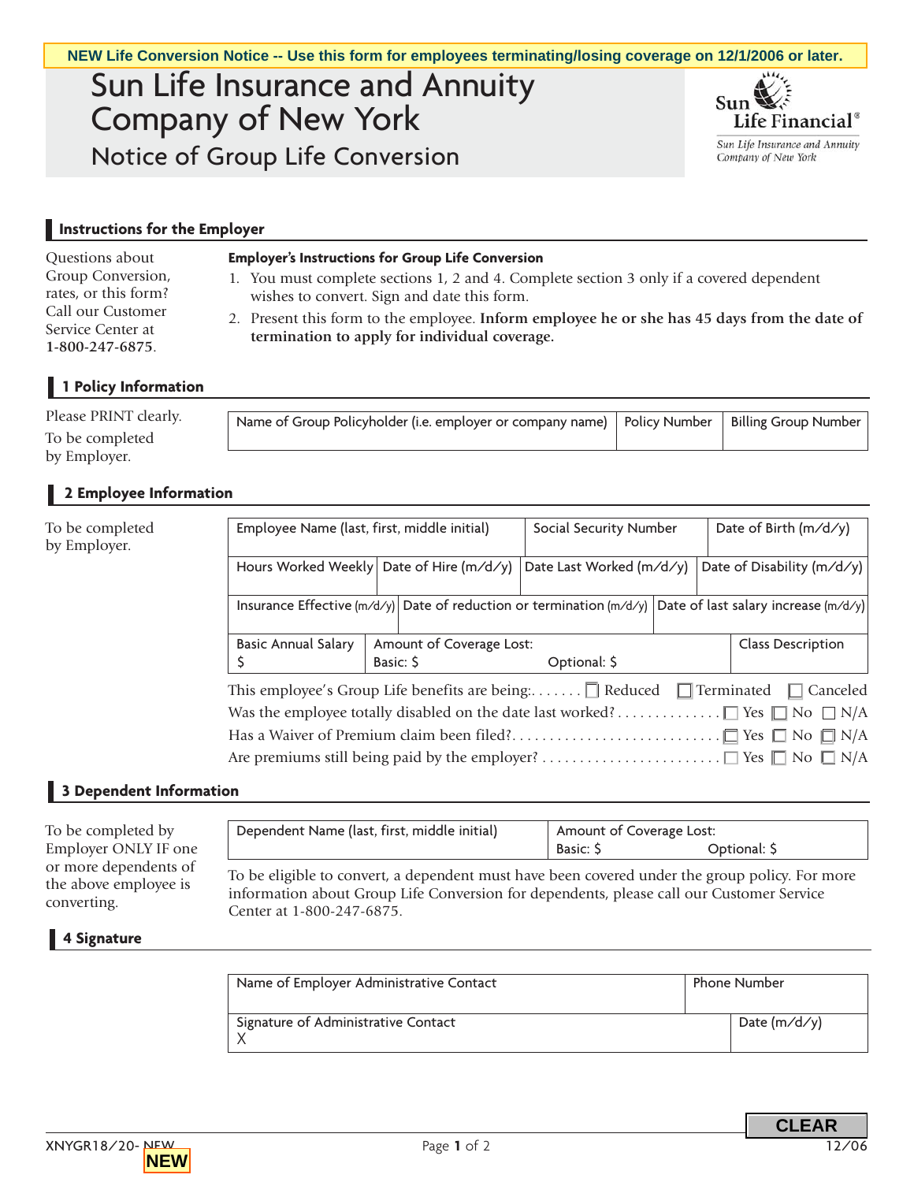**NEW Life Conversion Notice -- Use this form for employees terminating/losing coverage on 12/1/2006 or later.**

# Sun Life Insurance and Annuity Company of New York

## Notice of Group Life Conversion

Sun Life Financial®
Sun Life Insurance and Annuity Company of New York

### Instructions for the Employer

Questions about Group Conversion, rates, or this form? Call our Customer Service Center at **1-800-247-6875**.

**Employer's Instructions for Group Life Conversion**

1. You must complete sections 1, 2 and 4. Complete section 3 only if a covered dependent wishes to convert. Sign and date this form.
2. Present this form to the employee. **Inform employee he or she has 45 days from the date of termination to apply for individual coverage.**

### 1 Policy Information

Please PRINT clearly.
To be completed by Employer.

| Name of Group Policyholder (i.e. employer or company name) | Policy Number | Billing Group Number |
|---|---|---|
| | | |

### 2 Employee Information

To be completed by Employer.

| Employee Name (last, first, middle initial) | Social Security Number | Date of Birth (m/d/y) | |
|---|---|---|---|
| Hours Worked Weekly | Date of Hire (m/d/y) | Date Last Worked (m/d/y) | Date of Disability (m/d/y) |
| Insurance Effective (m/d/y) | Date of reduction or termination (m/d/y) | Date of last salary increase (m/d/y) | |
| Basic Annual Salary $ | Amount of Coverage Lost: Basic: $ Optional: $ | Class Description | |

This employee's Group Life benefits are being:....... ☐ Reduced ☐ Terminated ☐ Canceled

Was the employee totally disabled on the date last worked?.............. ☐ Yes ☐ No ☐ N/A

Has a Waiver of Premium claim been filed?........................... ☐ Yes ☐ No ☐ N/A

Are premiums still being paid by the employer?......................... ☐ Yes ☐ No ☐ N/A

### 3 Dependent Information

To be completed by Employer ONLY IF one or more dependents of the above employee is converting.

| Dependent Name (last, first, middle initial) | Amount of Coverage Lost: Basic: $ Optional: $ |
|---|---|
| | |

To be eligible to convert, a dependent must have been covered under the group policy. For more information about Group Life Conversion for dependents, please call our Customer Service Center at 1-800-247-6875.

### 4 Signature

| Name of Employer Administrative Contact | Phone Number |
|---|---|
| Signature of Administrative Contact X | Date (m/d/y) |

CLEAR

XNYGR18/20- NEW 12/06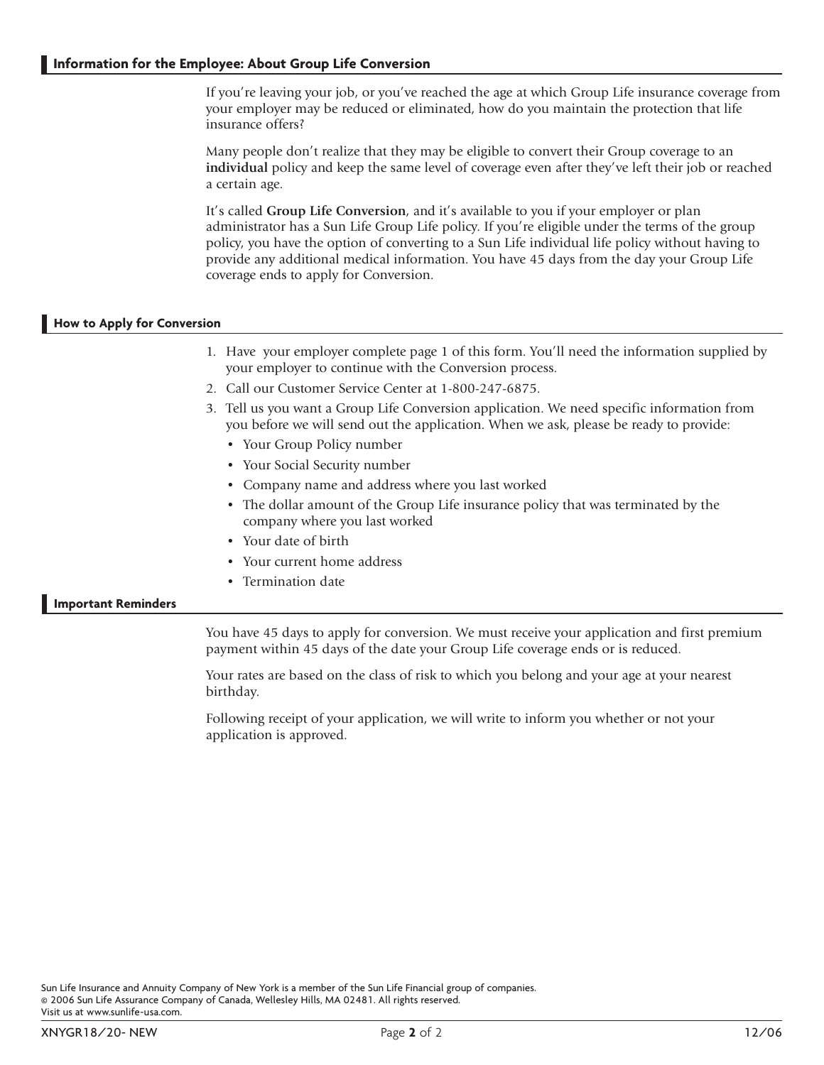## Information for the Employee: About Group Life Conversion

If you're leaving your job, or you've reached the age at which Group Life insurance coverage from your employer may be reduced or eliminated, how do you maintain the protection that life insurance offers?

Many people don't realize that they may be eligible to convert their Group coverage to an **individual** policy and keep the same level of coverage even after they've left their job or reached a certain age.

It's called **Group Life Conversion**, and it's available to you if your employer or plan administrator has a Sun Life Group Life policy. If you're eligible under the terms of the group policy, you have the option of converting to a Sun Life individual life policy without having to provide any additional medical information. You have 45 days from the day your Group Life coverage ends to apply for Conversion.

## How to Apply for Conversion

1. Have your employer complete page 1 of this form. You'll need the information supplied by your employer to continue with the Conversion process.
2. Call our Customer Service Center at 1-800-247-6875.
3. Tell us you want a Group Life Conversion application. We need specific information from you before we will send out the application. When we ask, please be ready to provide:
   - Your Group Policy number
   - Your Social Security number
   - Company name and address where you last worked
   - The dollar amount of the Group Life insurance policy that was terminated by the company where you last worked
   - Your date of birth
   - Your current home address
   - Termination date

## Important Reminders

You have 45 days to apply for conversion. We must receive your application and first premium payment within 45 days of the date your Group Life coverage ends or is reduced.

Your rates are based on the class of risk to which you belong and your age at your nearest birthday.

Following receipt of your application, we will write to inform you whether or not your application is approved.

Sun Life Insurance and Annuity Company of New York is a member of the Sun Life Financial group of companies.
© 2006 Sun Life Assurance Company of Canada, Wellesley Hills, MA 02481. All rights reserved.
Visit us at www.sunlife-usa.com.

XNYGR18/20- NEW 12/06